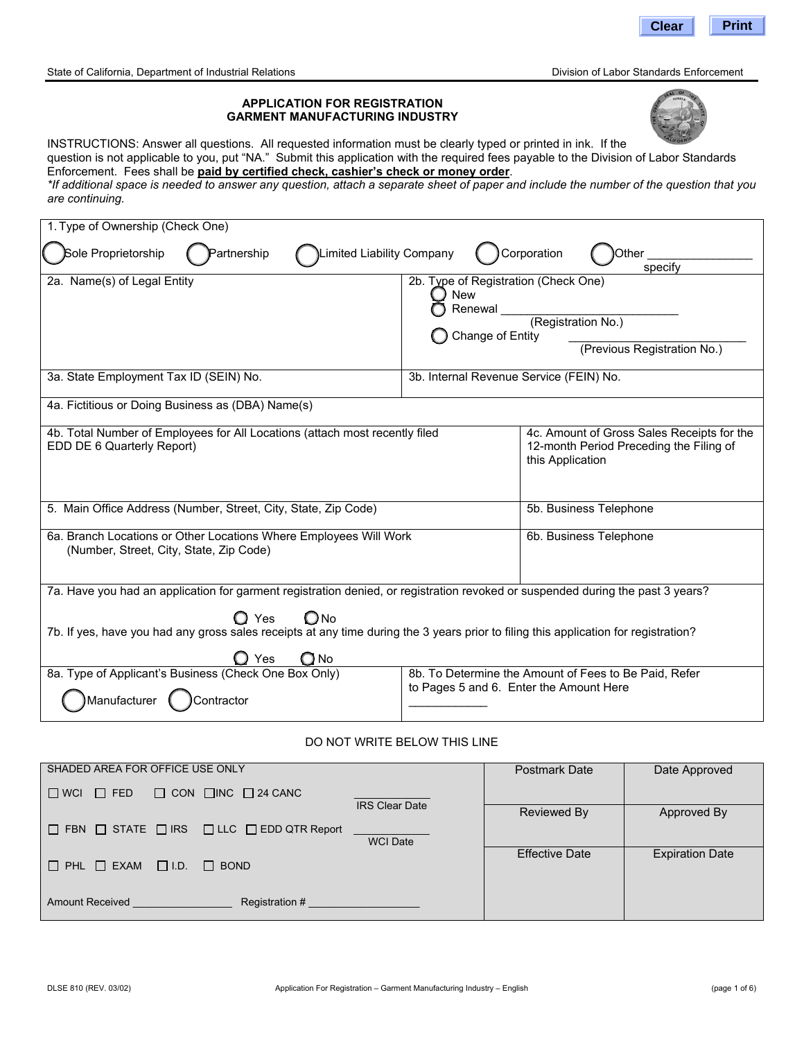State of California, Department of Industrial Relations — Division of Labor Standards Enforcement

## APPLICATION FOR REGISTRATION
## GARMENT MANUFACTURING INDUSTRY

INSTRUCTIONS: Answer all questions. All requested information must be clearly typed or printed in ink. If the question is not applicable to you, put "NA." Submit this application with the required fees payable to the Division of Labor Standards Enforcement. Fees shall be **paid by certified check, cashier's check or money order**.

*\*If additional space is needed to answer any question, attach a separate sheet of paper and include the number of the question that you are continuing.*

1. Type of Ownership (Check One)

○ Sole Proprietorship ○ Partnership ○ Limited Liability Company ○ Corporation ○ Other ________________ (specify)

| 2a. Name(s) of Legal Entity | 2b. Type of Registration (Check One)<br>○ New<br>○ Renewal __________________________ (Registration No.)<br>○ Change of Entity __________________________ (Previous Registration No.) |
|---|---|
| 3a. State Employment Tax ID (SEIN) No. | 3b. Internal Revenue Service (FEIN) No. |

4a. Fictitious or Doing Business as (DBA) Name(s)

| 4b. Total Number of Employees for All Locations (attach most recently filed EDD DE 6 Quarterly Report) | 4c. Amount of Gross Sales Receipts for the 12-month Period Preceding the Filing of this Application |
|---|---|
| 5. Main Office Address (Number, Street, City, State, Zip Code) | 5b. Business Telephone |
| 6a. Branch Locations or Other Locations Where Employees Will Work (Number, Street, City, State, Zip Code) | 6b. Business Telephone |

7a. Have you had an application for garment registration denied, or registration revoked or suspended during the past 3 years?

○ Yes ○ No

7b. If yes, have you had any gross sales receipts at any time during the 3 years prior to filing this application for registration?

○ Yes ○ No

| 8a. Type of Applicant's Business (Check One Box Only)<br>○ Manufacturer ○ Contractor | 8b. To Determine the Amount of Fees to Be Paid, Refer to Pages 5 and 6. Enter the Amount Here<br>____________ |
|---|---|

DO NOT WRITE BELOW THIS LINE

| SHADED AREA FOR OFFICE USE ONLY | Postmark Date | Date Approved |
|---|---|---|
| ☐ WCI ☐ FED ☐ CON ☐ INC ☐ 24 CANC ____________ IRS Clear Date | | |
| ☐ FBN ☐ STATE ☐ IRS ☐ LLC ☐ EDD QTR Report ____________ WCI Date | Reviewed By | Approved By |
| ☐ PHL ☐ EXAM ☐ I.D. ☐ BOND | Effective Date | Expiration Date |
| Amount Received ________________ Registration # ___________________ | | |

DLSE 810 (REV. 03/02) — Application For Registration – Garment Manufacturing Industry – English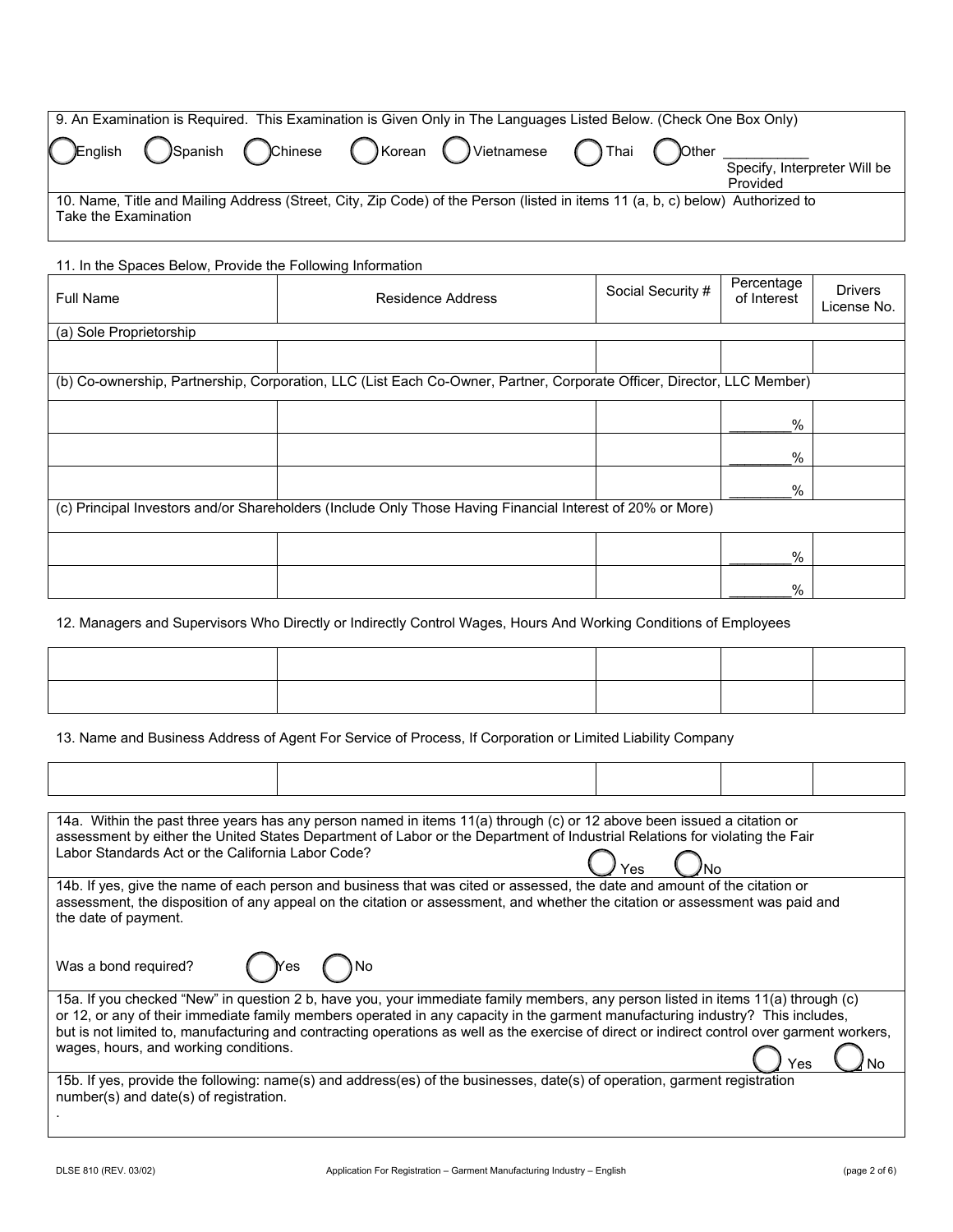9. An Examination is Required. This Examination is Given Only in The Languages Listed Below. (Check One Box Only)

◯ English ◯ Spanish ◯ Chinese ◯ Korean ◯ Vietnamese ◯ Thai ◯ Other ___________ Specify, Interpreter Will be Provided

10. Name, Title and Mailing Address (Street, City, Zip Code) of the Person (listed in items 11 (a, b, c) below) Authorized to Take the Examination

11. In the Spaces Below, Provide the Following Information

| Full Name | Residence Address | Social Security # | Percentage of Interest | Drivers License No. |
|---|---|---|---|---|
| (a) Sole Proprietorship | | | | |
| | | | | |
| (b) Co-ownership, Partnership, Corporation, LLC (List Each Co-Owner, Partner, Corporate Officer, Director, LLC Member) | | | | |
| | | | ________% | |
| | | | ________% | |
| | | | ________% | |
| (c) Principal Investors and/or Shareholders (Include Only Those Having Financial Interest of 20% or More) | | | | |
| | | | ________% | |
| | | | ________% | |

12. Managers and Supervisors Who Directly or Indirectly Control Wages, Hours And Working Conditions of Employees

| | | | | |
|---|---|---|---|---|
| | | | | |
| | | | | |

13. Name and Business Address of Agent For Service of Process, If Corporation or Limited Liability Company

| | | | | |
|---|---|---|---|---|
| | | | | |

14a. Within the past three years has any person named in items 11(a) through (c) or 12 above been issued a citation or assessment by either the United States Department of Labor or the Department of Industrial Relations for violating the Fair Labor Standards Act or the California Labor Code? ◯ Yes ◯ No

14b. If yes, give the name of each person and business that was cited or assessed, the date and amount of the citation or assessment, the disposition of any appeal on the citation or assessment, and whether the citation or assessment was paid and the date of payment.

Was a bond required? ◯ Yes ◯ No

15a. If you checked "New" in question 2 b, have you, your immediate family members, any person listed in items 11(a) through (c) or 12, or any of their immediate family members operated in any capacity in the garment manufacturing industry? This includes, but is not limited to, manufacturing and contracting operations as well as the exercise of direct or indirect control over garment workers, wages, hours, and working conditions. ◯ Yes ◯ No

15b. If yes, provide the following: name(s) and address(es) of the businesses, date(s) of operation, garment registration number(s) and date(s) of registration.

.

DLSE 810 (REV. 03/02) Application For Registration – Garment Manufacturing Industry – English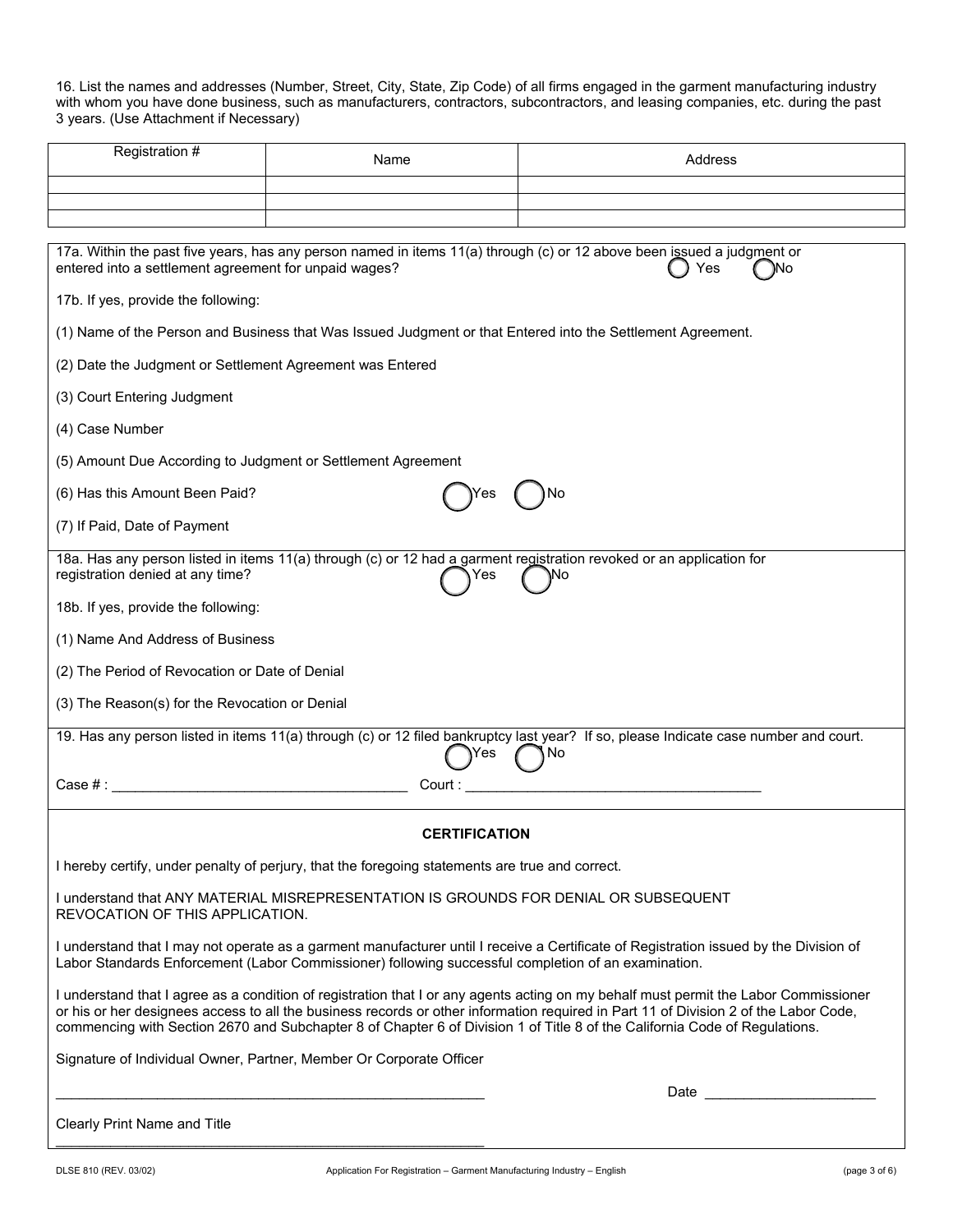16. List the names and addresses (Number, Street, City, State, Zip Code) of all firms engaged in the garment manufacturing industry with whom you have done business, such as manufacturers, contractors, subcontractors, and leasing companies, etc. during the past 3 years. (Use Attachment if Necessary)

| Registration # | Name | Address |
|---|---|---|
| | | |
| | | |
| | | |

17a. Within the past five years, has any person named in items 11(a) through (c) or 12 above been issued a judgment or entered into a settlement agreement for unpaid wages? ◯ Yes ◯ No

17b. If yes, provide the following:

(1) Name of the Person and Business that Was Issued Judgment or that Entered into the Settlement Agreement.

(2) Date the Judgment or Settlement Agreement was Entered

(3) Court Entering Judgment

(4) Case Number

(5) Amount Due According to Judgment or Settlement Agreement

(6) Has this Amount Been Paid? ◯ Yes ◯ No

(7) If Paid, Date of Payment

18a. Has any person listed in items 11(a) through (c) or 12 had a garment registration revoked or an application for registration denied at any time? ◯ Yes ◯ No

18b. If yes, provide the following:

(1) Name And Address of Business

(2) The Period of Revocation or Date of Denial

(3) The Reason(s) for the Revocation or Denial

19. Has any person listed in items 11(a) through (c) or 12 filed bankruptcy last year? If so, please Indicate case number and court. ◯ Yes ◯ No

Case # : ______________________________________ Court : ________________________________________

## CERTIFICATION

I hereby certify, under penalty of perjury, that the foregoing statements are true and correct.

I understand that ANY MATERIAL MISREPRESENTATION IS GROUNDS FOR DENIAL OR SUBSEQUENT REVOCATION OF THIS APPLICATION.

I understand that I may not operate as a garment manufacturer until I receive a Certificate of Registration issued by the Division of Labor Standards Enforcement (Labor Commissioner) following successful completion of an examination.

I understand that I agree as a condition of registration that I or any agents acting on my behalf must permit the Labor Commissioner or his or her designees access to all the business records or other information required in Part 11 of Division 2 of the Labor Code, commencing with Section 2670 and Subchapter 8 of Chapter 6 of Division 1 of Title 8 of the California Code of Regulations.

Signature of Individual Owner, Partner, Member Or Corporate Officer

_________________________________________________________ Date ______________________

Clearly Print Name and Title

_________________________________________________________

DLSE 810 (REV. 03/02) Application For Registration – Garment Manufacturing Industry – English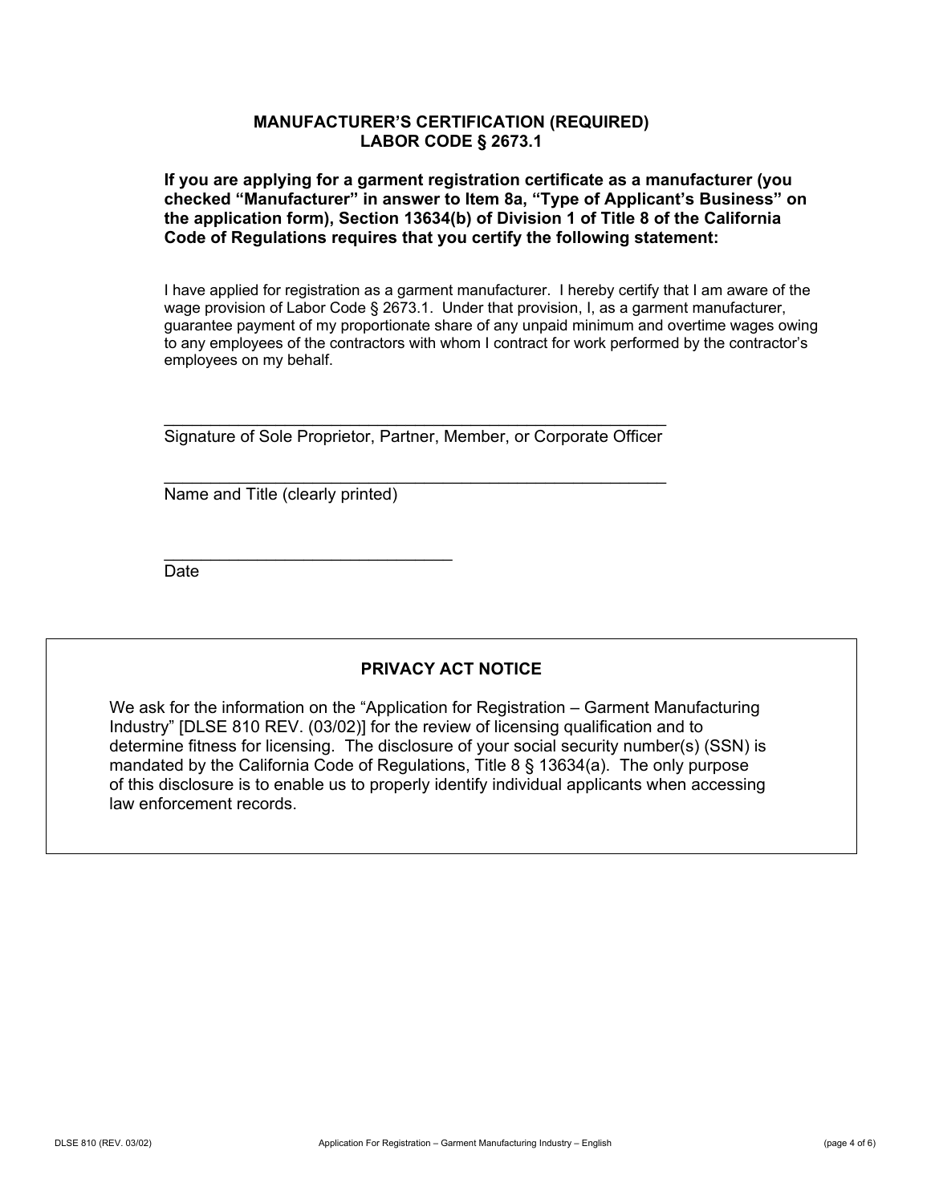## MANUFACTURER'S CERTIFICATION (REQUIRED)
## LABOR CODE § 2673.1

**If you are applying for a garment registration certificate as a manufacturer (you checked "Manufacturer" in answer to Item 8a, "Type of Applicant's Business" on the application form), Section 13634(b) of Division 1 of Title 8 of the California Code of Regulations requires that you certify the following statement:**

I have applied for registration as a garment manufacturer. I hereby certify that I am aware of the wage provision of Labor Code § 2673.1. Under that provision, I, as a garment manufacturer, guarantee payment of my proportionate share of any unpaid minimum and overtime wages owing to any employees of the contractors with whom I contract for work performed by the contractor's employees on my behalf.

________________________________________________________
Signature of Sole Proprietor, Partner, Member, or Corporate Officer

________________________________________________________
Name and Title (clearly printed)

________________________________
Date

### PRIVACY ACT NOTICE

We ask for the information on the "Application for Registration – Garment Manufacturing Industry" [DLSE 810 REV. (03/02)] for the review of licensing qualification and to determine fitness for licensing. The disclosure of your social security number(s) (SSN) is mandated by the California Code of Regulations, Title 8 § 13634(a). The only purpose of this disclosure is to enable us to properly identify individual applicants when accessing law enforcement records.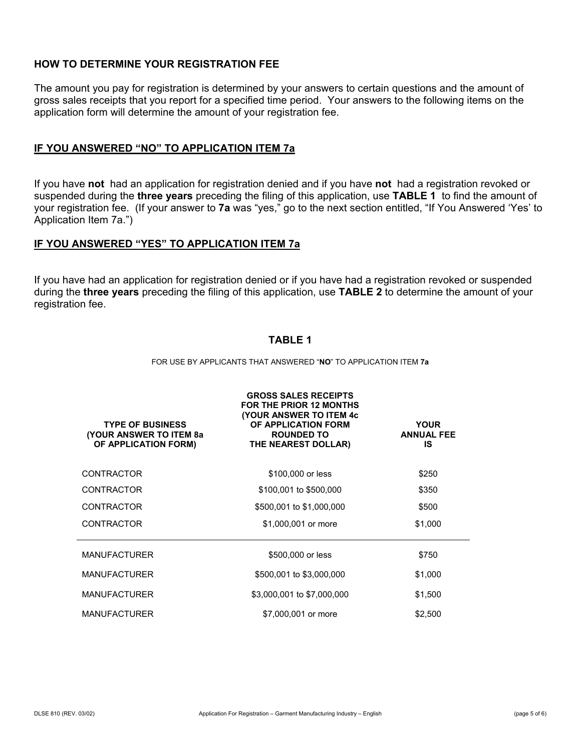## HOW TO DETERMINE YOUR REGISTRATION FEE

The amount you pay for registration is determined by your answers to certain questions and the amount of gross sales receipts that you report for a specified time period. Your answers to the following items on the application form will determine the amount of your registration fee.

### IF YOU ANSWERED "NO" TO APPLICATION ITEM 7a

If you have **not** had an application for registration denied and if you have **not** had a registration revoked or suspended during the **three years** preceding the filing of this application, use **TABLE 1** to find the amount of your registration fee. (If your answer to **7a** was "yes," go to the next section entitled, "If You Answered 'Yes' to Application Item 7a.")

### IF YOU ANSWERED "YES" TO APPLICATION ITEM 7a

If you have had an application for registration denied or if you have had a registration revoked or suspended during the **three years** preceding the filing of this application, use **TABLE 2** to determine the amount of your registration fee.

### TABLE 1

FOR USE BY APPLICANTS THAT ANSWERED "**NO**" TO APPLICATION ITEM **7a**

| TYPE OF BUSINESS (YOUR ANSWER TO ITEM 8a OF APPLICATION FORM) | GROSS SALES RECEIPTS FOR THE PRIOR 12 MONTHS (YOUR ANSWER TO ITEM 4c OF APPLICATION FORM ROUNDED TO THE NEAREST DOLLAR) | YOUR ANNUAL FEE IS |
|---|---|---|
| CONTRACTOR | $100,000 or less | $250 |
| CONTRACTOR | $100,001 to $500,000 | $350 |
| CONTRACTOR | $500,001 to $1,000,000 | $500 |
| CONTRACTOR | $1,000,001 or more | $1,000 |
| MANUFACTURER | $500,000 or less | $750 |
| MANUFACTURER | $500,001 to $3,000,000 | $1,000 |
| MANUFACTURER | $3,000,001 to $7,000,000 | $1,500 |
| MANUFACTURER | $7,000,001 or more | $2,500 |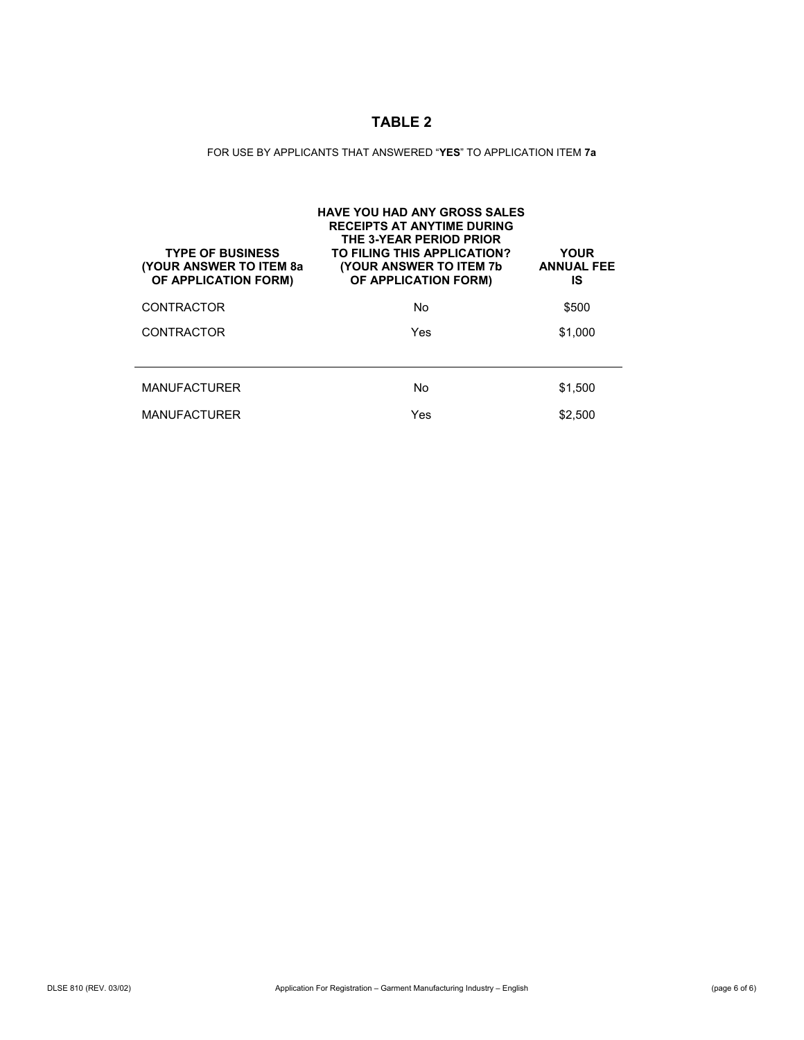# TABLE 2

FOR USE BY APPLICANTS THAT ANSWERED "**YES**" TO APPLICATION ITEM **7a**

| TYPE OF BUSINESS (YOUR ANSWER TO ITEM 8a OF APPLICATION FORM) | HAVE YOU HAD ANY GROSS SALES RECEIPTS AT ANYTIME DURING THE 3-YEAR PERIOD PRIOR TO FILING THIS APPLICATION? (YOUR ANSWER TO ITEM 7b OF APPLICATION FORM) | YOUR ANNUAL FEE IS |
|---|---|---|
| CONTRACTOR | No | $500 |
| CONTRACTOR | Yes | $1,000 |
| MANUFACTURER | No | $1,500 |
| MANUFACTURER | Yes | $2,500 |